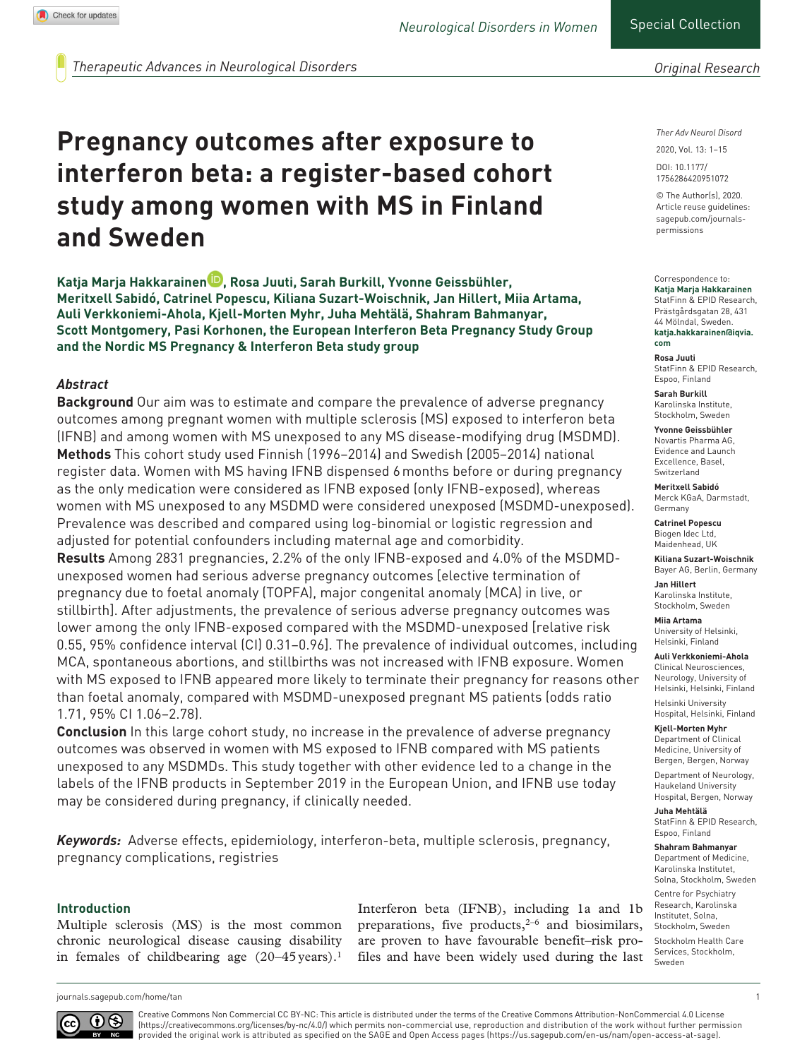Original Research

# Pregnancy outcomes after exposure to interferon beta: a register-based cohort study among women with MS in Finland and Sweden

**Katja Marja Hakkarainen, Rosa Juuti, Sarah Burkill, Yvonne Geissbühler, Meritxell Sabidó, Catrinel Popescu, Kiliana Suzart-Woischnik, Jan Hillert, Miia Artama, Auli Verkkoniemi-Ahola, Kjell-Morten Myhr, Juha Mehtälä, Shahram Bahmanyar, Scott Montgomery, Pasi Korhonen, the European Interferon Beta Pregnancy Study Group and the Nordic MS Pregnancy & Interferon Beta study group**

Ther Adv Neurol Disord

2020, Vol. 13: 1–15

DOI: 10.1177/1756286420951072

© The Author(s), 2020. Article reuse guidelines: sagepub.com/journals-permissions

Correspondence to: **Katja Marja Hakkarainen**
StatFinn & EPID Research, Prästgårdsgatan 28, 431 44 Mölndal, Sweden. **katja.hakkarainen@iqvia.com**

**Rosa Juuti**
StatFinn & EPID Research, Espoo, Finland

**Sarah Burkill**
Karolinska Institute, Stockholm, Sweden

**Yvonne Geissbühler**
Novartis Pharma AG, Evidence and Launch Excellence, Basel, Switzerland

**Meritxell Sabidó**
Merck KGaA, Darmstadt, Germany

**Catrinel Popescu**
Biogen Idec Ltd, Maidenhead, UK

**Kiliana Suzart-Woischnik**
Bayer AG, Berlin, Germany

**Jan Hillert**
Karolinska Institute, Stockholm, Sweden

**Miia Artama**
University of Helsinki, Helsinki, Finland

**Auli Verkkoniemi-Ahola**
Clinical Neurosciences, Neurology, University of Helsinki, Helsinki, Finland
Helsinki University Hospital, Helsinki, Finland

**Kjell-Morten Myhr**
Department of Clinical Medicine, University of Bergen, Bergen, Norway
Department of Neurology, Haukeland University Hospital, Bergen, Norway

**Juha Mehtälä**
StatFinn & EPID Research, Espoo, Finland

**Shahram Bahmanyar**
Department of Medicine, Karolinska Institutet, Solna, Stockholm, Sweden
Centre for Psychiatry Research, Karolinska Institutet, Solna, Stockholm, Sweden
Stockholm Health Care Services, Stockholm, Sweden

## Abstract

**Background** Our aim was to estimate and compare the prevalence of adverse pregnancy outcomes among pregnant women with multiple sclerosis (MS) exposed to interferon beta (IFNB) and among women with MS unexposed to any MS disease-modifying drug (MSDMD).

**Methods** This cohort study used Finnish (1996–2014) and Swedish (2005–2014) national register data. Women with MS having IFNB dispensed 6 months before or during pregnancy as the only medication were considered as IFNB exposed (only IFNB-exposed), whereas women with MS unexposed to any MSDMD were considered unexposed (MSDMD-unexposed). Prevalence was described and compared using log-binomial or logistic regression and adjusted for potential confounders including maternal age and comorbidity.

**Results** Among 2831 pregnancies, 2.2% of the only IFNB-exposed and 4.0% of the MSDMD-unexposed women had serious adverse pregnancy outcomes [elective termination of pregnancy due to foetal anomaly (TOPFA), major congenital anomaly (MCA) in live, or stillbirth]. After adjustments, the prevalence of serious adverse pregnancy outcomes was lower among the only IFNB-exposed compared with the MSDMD-unexposed [relative risk 0.55, 95% confidence interval (CI) 0.31–0.96]. The prevalence of individual outcomes, including MCA, spontaneous abortions, and stillbirths was not increased with IFNB exposure. Women with MS exposed to IFNB appeared more likely to terminate their pregnancy for reasons other than foetal anomaly, compared with MSDMD-unexposed pregnant MS patients (odds ratio 1.71, 95% CI 1.06–2.78).

**Conclusion** In this large cohort study, no increase in the prevalence of adverse pregnancy outcomes was observed in women with MS exposed to IFNB compared with MS patients unexposed to any MSDMDs. This study together with other evidence led to a change in the labels of the IFNB products in September 2019 in the European Union, and IFNB use today may be considered during pregnancy, if clinically needed.

***Keywords:*** Adverse effects, epidemiology, interferon-beta, multiple sclerosis, pregnancy, pregnancy complications, registries

## Introduction

Multiple sclerosis (MS) is the most common chronic neurological disease causing disability in females of childbearing age (20–45 years).[1] Interferon beta (IFNB), including 1a and 1b preparations, five products,[2–6] and biosimilars, are proven to have favourable benefit–risk profiles and have been widely used during the last

Creative Commons Non Commercial CC BY-NC: This article is distributed under the terms of the Creative Commons Attribution-NonCommercial 4.0 License (https://creativecommons.org/licenses/by-nc/4.0/) which permits non-commercial use, reproduction and distribution of the work without further permission provided the original work is attributed as specified on the SAGE and Open Access pages (https://us.sagepub.com/en-us/nam/open-access-at-sage).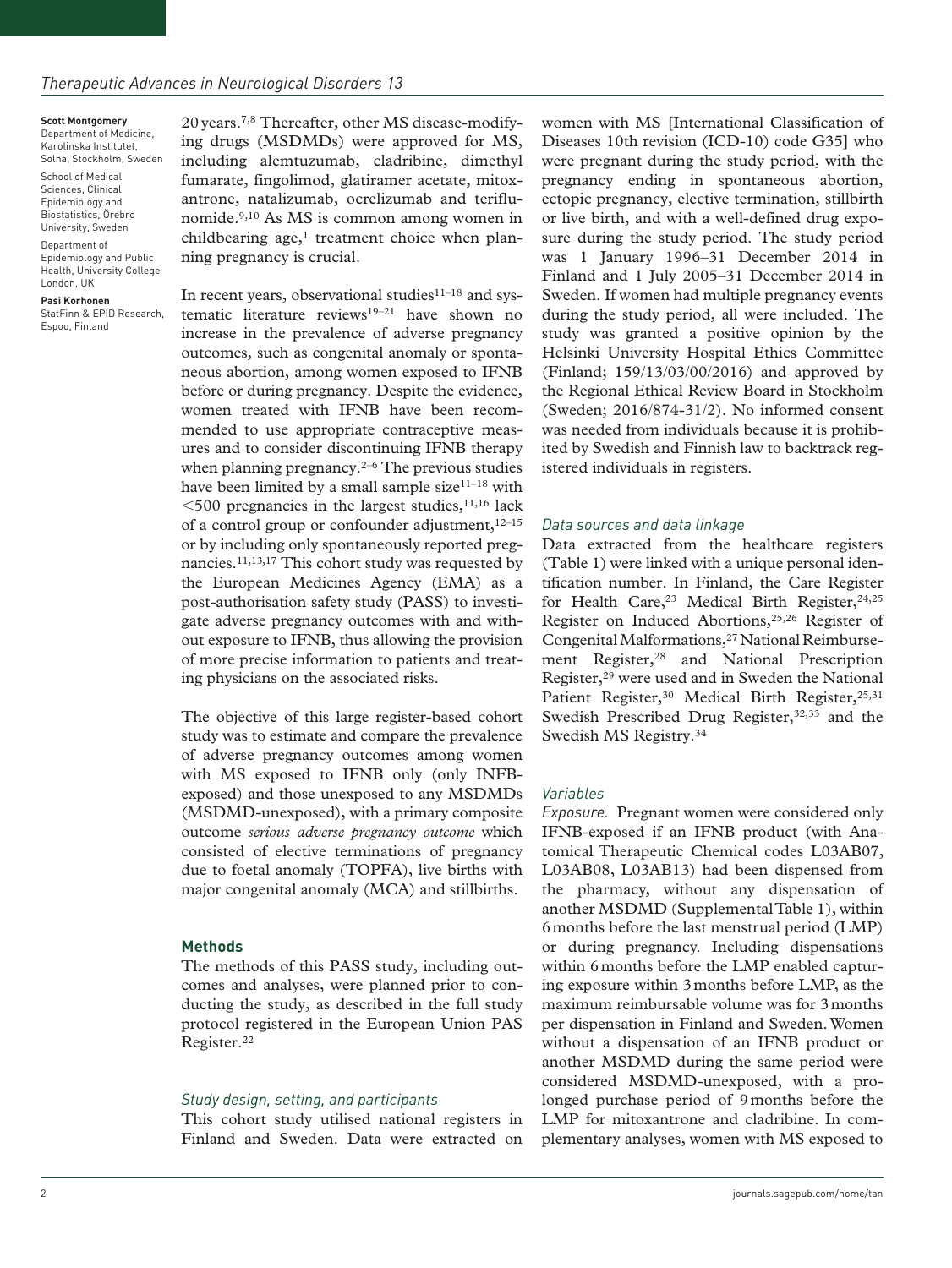**Scott Montgomery**
Department of Medicine, Karolinska Institutet, Solna, Stockholm, Sweden

School of Medical Sciences, Clinical Epidemiology and Biostatistics, Örebro University, Sweden

Department of Epidemiology and Public Health, University College London, UK

**Pasi Korhonen**
StatFinn & EPID Research, Espoo, Finland

20 years.[7,8] Thereafter, other MS disease-modifying drugs (MSDMDs) were approved for MS, including alemtuzumab, cladribine, dimethyl fumarate, fingolimod, glatiramer acetate, mitoxantrone, natalizumab, ocrelizumab and teriflunomide.[9,10] As MS is common among women in childbearing age,[1] treatment choice when planning pregnancy is crucial.

In recent years, observational studies[11–18] and systematic literature reviews[19–21] have shown no increase in the prevalence of adverse pregnancy outcomes, such as congenital anomaly or spontaneous abortion, among women exposed to IFNB before or during pregnancy. Despite the evidence, women treated with IFNB have been recommended to use appropriate contraceptive measures and to consider discontinuing IFNB therapy when planning pregnancy.[2–6] The previous studies have been limited by a small sample size[11–18] with <500 pregnancies in the largest studies,[11,16] lack of a control group or confounder adjustment,[12–15] or by including only spontaneously reported pregnancies.[11,13,17] This cohort study was requested by the European Medicines Agency (EMA) as a post-authorisation safety study (PASS) to investigate adverse pregnancy outcomes with and without exposure to IFNB, thus allowing the provision of more precise information to patients and treating physicians on the associated risks.

The objective of this large register-based cohort study was to estimate and compare the prevalence of adverse pregnancy outcomes among women with MS exposed to IFNB only (only INFB-exposed) and those unexposed to any MSDMDs (MSDMD-unexposed), with a primary composite outcome *serious adverse pregnancy outcome* which consisted of elective terminations of pregnancy due to foetal anomaly (TOPFA), live births with major congenital anomaly (MCA) and stillbirths.

## Methods

The methods of this PASS study, including outcomes and analyses, were planned prior to conducting the study, as described in the full study protocol registered in the European Union PAS Register.[22]

### Study design, setting, and participants

This cohort study utilised national registers in Finland and Sweden. Data were extracted on women with MS [International Classification of Diseases 10th revision (ICD-10) code G35] who were pregnant during the study period, with the pregnancy ending in spontaneous abortion, ectopic pregnancy, elective termination, stillbirth or live birth, and with a well-defined drug exposure during the study period. The study period was 1 January 1996–31 December 2014 in Finland and 1 July 2005–31 December 2014 in Sweden. If women had multiple pregnancy events during the study period, all were included. The study was granted a positive opinion by the Helsinki University Hospital Ethics Committee (Finland; 159/13/03/00/2016) and approved by the Regional Ethical Review Board in Stockholm (Sweden; 2016/874-31/2). No informed consent was needed from individuals because it is prohibited by Swedish and Finnish law to backtrack registered individuals in registers.

### Data sources and data linkage

Data extracted from the healthcare registers (Table 1) were linked with a unique personal identification number. In Finland, the Care Register for Health Care,[23] Medical Birth Register,[24,25] Register on Induced Abortions,[25,26] Register of Congenital Malformations,[27] National Reimbursement Register,[28] and National Prescription Register,[29] were used and in Sweden the National Patient Register,[30] Medical Birth Register,[25,31] Swedish Prescribed Drug Register,[32,33] and the Swedish MS Registry.[34]

### Variables

*Exposure.* Pregnant women were considered only IFNB-exposed if an IFNB product (with Anatomical Therapeutic Chemical codes L03AB07, L03AB08, L03AB13) had been dispensed from the pharmacy, without any dispensation of another MSDMD (Supplemental Table 1), within 6 months before the last menstrual period (LMP) or during pregnancy. Including dispensations within 6 months before the LMP enabled capturing exposure within 3 months before LMP, as the maximum reimbursable volume was for 3 months per dispensation in Finland and Sweden. Women without a dispensation of an IFNB product or another MSDMD during the same period were considered MSDMD-unexposed, with a prolonged purchase period of 9 months before the LMP for mitoxantrone and cladribine. In complementary analyses, women with MS exposed to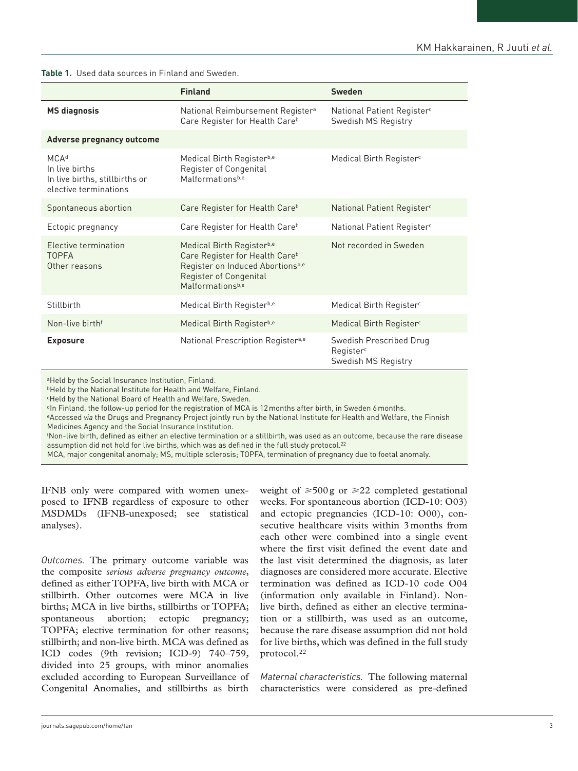**Table 1.** Used data sources in Finland and Sweden.

| | Finland | Sweden |
|---|---|---|
| **MS diagnosis** | National Reimbursement Register[a]<br>Care Register for Health Care[b] | National Patient Register[c]<br>Swedish MS Registry |
| **Adverse pregnancy outcome** | | |
| MCA[d]<br>In live births<br>In live births, stillbirths or elective terminations | Medical Birth Register[b,e]<br>Register of Congenital Malformations[b,e] | Medical Birth Register[c] |
| Spontaneous abortion | Care Register for Health Care[b] | National Patient Register[c] |
| Ectopic pregnancy | Care Register for Health Care[b] | National Patient Register[c] |
| Elective termination<br>TOPFA<br>Other reasons | Medical Birth Register[b,e]<br>Care Register for Health Care[b]<br>Register on Induced Abortions[b,e]<br>Register of Congenital Malformations[b,e] | Not recorded in Sweden |
| Stillbirth | Medical Birth Register[b,e] | Medical Birth Register[c] |
| Non-live birth[f] | Medical Birth Register[b,e] | Medical Birth Register[c] |
| **Exposure** | National Prescription Register[a,e] | Swedish Prescribed Drug Register[c]<br>Swedish MS Registry |

[a]Held by the Social Insurance Institution, Finland.
[b]Held by the National Institute for Health and Welfare, Finland.
[c]Held by the National Board of Health and Welfare, Sweden.
[d]In Finland, the follow-up period for the registration of MCA is 12 months after birth, in Sweden 6 months.
[e]Accessed *via* the Drugs and Pregnancy Project jointly run by the National Institute for Health and Welfare, the Finnish Medicines Agency and the Social Insurance Institution.
[f]Non-live birth, defined as either an elective termination or a stillbirth, was used as an outcome, because the rare disease assumption did not hold for live births, which was as defined in the full study protocol.[22]
MCA, major congenital anomaly; MS, multiple sclerosis; TOPFA, termination of pregnancy due to foetal anomaly.

IFNB only were compared with women unexposed to IFNB regardless of exposure to other MSDMDs (IFNB-unexposed; see statistical analyses).

*Outcomes.* The primary outcome variable was the composite *serious adverse pregnancy outcome*, defined as either TOPFA, live birth with MCA or stillbirth. Other outcomes were MCA in live births; MCA in live births, stillbirths or TOPFA; spontaneous abortion; ectopic pregnancy; TOPFA; elective termination for other reasons; stillbirth; and non-live birth. MCA was defined as ICD codes (9th revision; ICD-9) 740–759, divided into 25 groups, with minor anomalies excluded according to European Surveillance of Congenital Anomalies, and stillbirths as birth weight of ⩾500 g or ⩾22 completed gestational weeks. For spontaneous abortion (ICD-10: O03) and ectopic pregnancies (ICD-10: O00), consecutive healthcare visits within 3 months from each other were combined into a single event where the first visit defined the event date and the last visit determined the diagnosis, as later diagnoses are considered more accurate. Elective termination was defined as ICD-10 code O04 (information only available in Finland). Non-live birth, defined as either an elective termination or a stillbirth, was used as an outcome, because the rare disease assumption did not hold for live births, which was defined in the full study protocol.[22]

*Maternal characteristics.* The following maternal characteristics were considered as pre-defined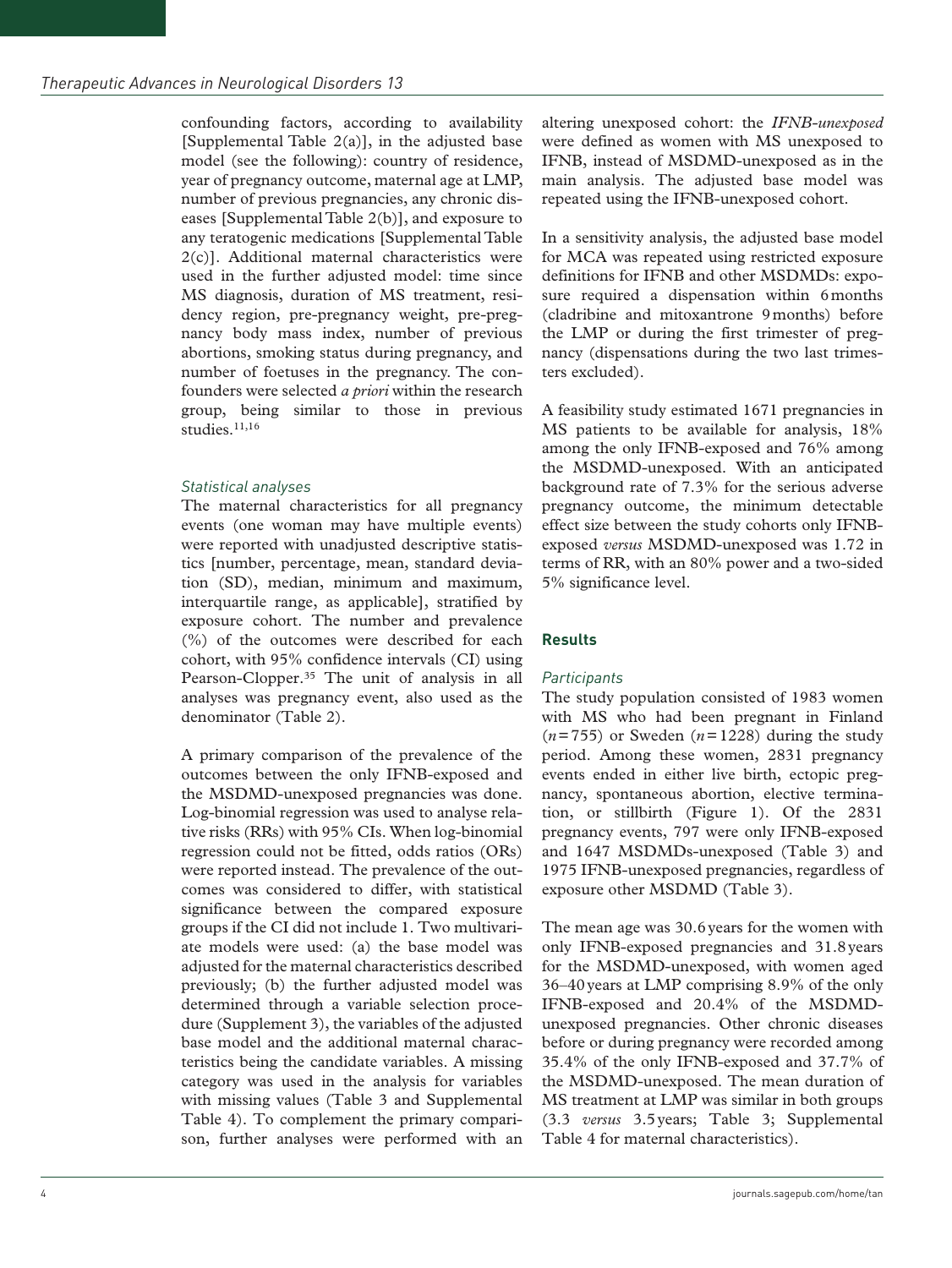confounding factors, according to availability [Supplemental Table 2(a)], in the adjusted base model (see the following): country of residence, year of pregnancy outcome, maternal age at LMP, number of previous pregnancies, any chronic diseases [Supplemental Table 2(b)], and exposure to any teratogenic medications [Supplemental Table 2(c)]. Additional maternal characteristics were used in the further adjusted model: time since MS diagnosis, duration of MS treatment, residency region, pre-pregnancy weight, pre-pregnancy body mass index, number of previous abortions, smoking status during pregnancy, and number of foetuses in the pregnancy. The confounders were selected *a priori* within the research group, being similar to those in previous studies.[11,16]

### Statistical analyses

The maternal characteristics for all pregnancy events (one woman may have multiple events) were reported with unadjusted descriptive statistics [number, percentage, mean, standard deviation (SD), median, minimum and maximum, interquartile range, as applicable], stratified by exposure cohort. The number and prevalence (%) of the outcomes were described for each cohort, with 95% confidence intervals (CI) using Pearson-Clopper.[35] The unit of analysis in all analyses was pregnancy event, also used as the denominator (Table 2).

A primary comparison of the prevalence of the outcomes between the only IFNB-exposed and the MSDMD-unexposed pregnancies was done. Log-binomial regression was used to analyse relative risks (RRs) with 95% CIs. When log-binomial regression could not be fitted, odds ratios (ORs) were reported instead. The prevalence of the outcomes was considered to differ, with statistical significance between the compared exposure groups if the CI did not include 1. Two multivariate models were used: (a) the base model was adjusted for the maternal characteristics described previously; (b) the further adjusted model was determined through a variable selection procedure (Supplement 3), the variables of the adjusted base model and the additional maternal characteristics being the candidate variables. A missing category was used in the analysis for variables with missing values (Table 3 and Supplemental Table 4). To complement the primary comparison, further analyses were performed with an altering unexposed cohort: the *IFNB-unexposed* were defined as women with MS unexposed to IFNB, instead of MSDMD-unexposed as in the main analysis. The adjusted base model was repeated using the IFNB-unexposed cohort.

In a sensitivity analysis, the adjusted base model for MCA was repeated using restricted exposure definitions for IFNB and other MSDMDs: exposure required a dispensation within 6 months (cladribine and mitoxantrone 9 months) before the LMP or during the first trimester of pregnancy (dispensations during the two last trimesters excluded).

A feasibility study estimated 1671 pregnancies in MS patients to be available for analysis, 18% among the only IFNB-exposed and 76% among the MSDMD-unexposed. With an anticipated background rate of 7.3% for the serious adverse pregnancy outcome, the minimum detectable effect size between the study cohorts only IFNB-exposed *versus* MSDMD-unexposed was 1.72 in terms of RR, with an 80% power and a two-sided 5% significance level.

## Results

### Participants

The study population consisted of 1983 women with MS who had been pregnant in Finland ($n = 755$) or Sweden ($n = 1228$) during the study period. Among these women, 2831 pregnancy events ended in either live birth, ectopic pregnancy, spontaneous abortion, elective termination, or stillbirth (Figure 1). Of the 2831 pregnancy events, 797 were only IFNB-exposed and 1647 MSDMDs-unexposed (Table 3) and 1975 IFNB-unexposed pregnancies, regardless of exposure other MSDMD (Table 3).

The mean age was 30.6 years for the women with only IFNB-exposed pregnancies and 31.8 years for the MSDMD-unexposed, with women aged 36–40 years at LMP comprising 8.9% of the only IFNB-exposed and 20.4% of the MSDMD-unexposed pregnancies. Other chronic diseases before or during pregnancy were recorded among 35.4% of the only IFNB-exposed and 37.7% of the MSDMD-unexposed. The mean duration of MS treatment at LMP was similar in both groups (3.3 *versus* 3.5 years; Table 3; Supplemental Table 4 for maternal characteristics).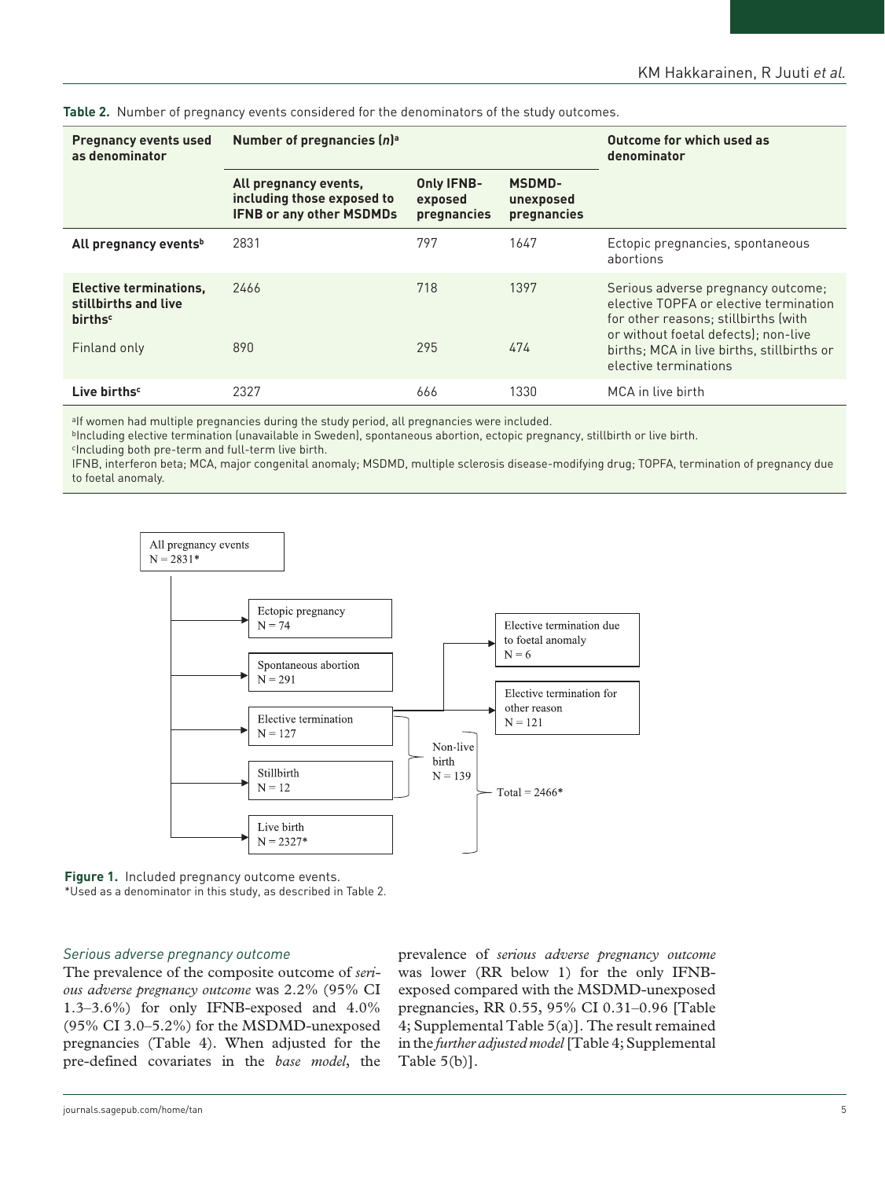**Table 2.** Number of pregnancy events considered for the denominators of the study outcomes.

| Pregnancy events used as denominator | Number of pregnancies (n)[a] | | | Outcome for which used as denominator |
|---|---|---|---|---|
| | All pregnancy events, including those exposed to IFNB or any other MSDMDs | Only IFNB-exposed pregnancies | MSDMD-unexposed pregnancies | |
| **All pregnancy events**[b] | 2831 | 797 | 1647 | Ectopic pregnancies, spontaneous abortions |
| **Elective terminations, stillbirths and live births**[c] | 2466 | 718 | 1397 | Serious adverse pregnancy outcome; elective TOPFA or elective termination for other reasons; stillbirths (with or without foetal defects); non-live births; MCA in live births, stillbirths or elective terminations |
| Finland only | 890 | 295 | 474 | |
| **Live births**[c] | 2327 | 666 | 1330 | MCA in live birth |

[a]If women had multiple pregnancies during the study period, all pregnancies were included.
[b]Including elective termination (unavailable in Sweden), spontaneous abortion, ectopic pregnancy, stillbirth or live birth.
[c]Including both pre-term and full-term live birth.
IFNB, interferon beta; MCA, major congenital anomaly; MSDMD, multiple sclerosis disease-modifying drug; TOPFA, termination of pregnancy due to foetal anomaly.

All pregnancy events N = 2831*

- Ectopic pregnancy N = 74
- Spontaneous abortion N = 291
- Elective termination N = 127
  - Elective termination due to foetal anomaly N = 6
  - Elective termination for other reason N = 121
- Stillbirth N = 12
- Live birth N = 2327*

Non-live birth N = 139 (Elective termination + Stillbirth)

Total = 2466* (Non-live birth + Live birth)

**Figure 1.** Included pregnancy outcome events.
*Used as a denominator in this study, as described in Table 2.

### *Serious adverse pregnancy outcome*

The prevalence of the composite outcome of *serious adverse pregnancy outcome* was 2.2% (95% CI 1.3–3.6%) for only IFNB-exposed and 4.0% (95% CI 3.0–5.2%) for the MSDMD-unexposed pregnancies (Table 4). When adjusted for the pre-defined covariates in the *base model*, the prevalence of *serious adverse pregnancy outcome* was lower (RR below 1) for the only IFNB-exposed compared with the MSDMD-unexposed pregnancies, RR 0.55, 95% CI 0.31–0.96 [Table 4; Supplemental Table 5(a)]. The result remained in the *further adjusted model* [Table 4; Supplemental Table 5(b)].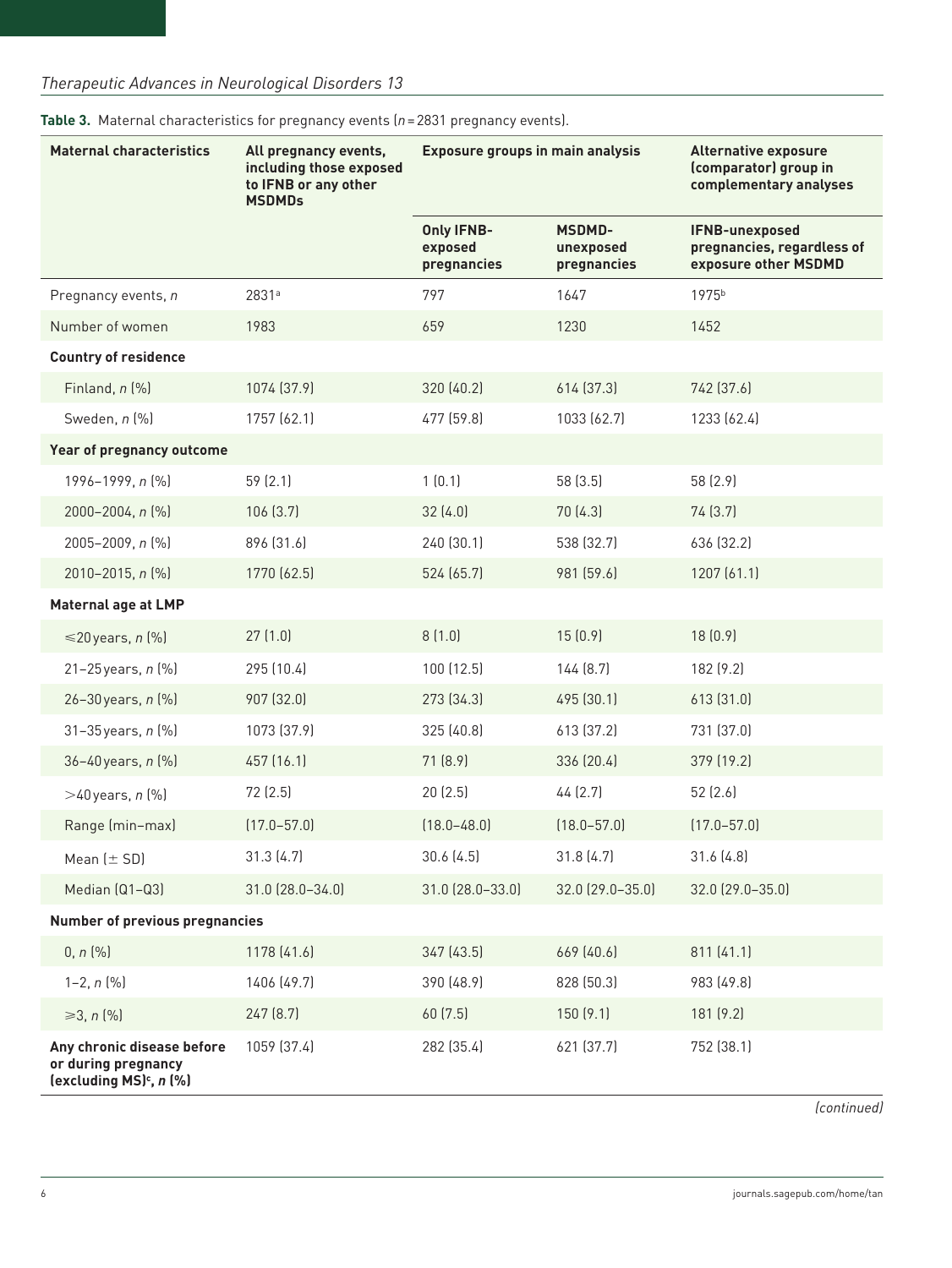**Table 3.** Maternal characteristics for pregnancy events (*n* = 2831 pregnancy events).

| Maternal characteristics | All pregnancy events, including those exposed to IFNB or any other MSDMDs | Exposure groups in main analysis | | Alternative exposure (comparator) group in complementary analyses |
|---|---|---|---|---|
| | | Only IFNB-exposed pregnancies | MSDMD-unexposed pregnancies | IFNB-unexposed pregnancies, regardless of exposure other MSDMD |
| Pregnancy events, *n* | 2831[a] | 797 | 1647 | 1975[b] |
| Number of women | 1983 | 659 | 1230 | 1452 |
| **Country of residence** | | | | |
| Finland, *n* (%) | 1074 (37.9) | 320 (40.2) | 614 (37.3) | 742 (37.6) |
| Sweden, *n* (%) | 1757 (62.1) | 477 (59.8) | 1033 (62.7) | 1233 (62.4) |
| **Year of pregnancy outcome** | | | | |
| 1996–1999, *n* (%) | 59 (2.1) | 1 (0.1) | 58 (3.5) | 58 (2.9) |
| 2000–2004, *n* (%) | 106 (3.7) | 32 (4.0) | 70 (4.3) | 74 (3.7) |
| 2005–2009, *n* (%) | 896 (31.6) | 240 (30.1) | 538 (32.7) | 636 (32.2) |
| 2010–2015, *n* (%) | 1770 (62.5) | 524 (65.7) | 981 (59.6) | 1207 (61.1) |
| **Maternal age at LMP** | | | | |
| ⩽20 years, *n* (%) | 27 (1.0) | 8 (1.0) | 15 (0.9) | 18 (0.9) |
| 21–25 years, *n* (%) | 295 (10.4) | 100 (12.5) | 144 (8.7) | 182 (9.2) |
| 26–30 years, *n* (%) | 907 (32.0) | 273 (34.3) | 495 (30.1) | 613 (31.0) |
| 31–35 years, *n* (%) | 1073 (37.9) | 325 (40.8) | 613 (37.2) | 731 (37.0) |
| 36–40 years, *n* (%) | 457 (16.1) | 71 (8.9) | 336 (20.4) | 379 (19.2) |
| >40 years, *n* (%) | 72 (2.5) | 20 (2.5) | 44 (2.7) | 52 (2.6) |
| Range (min–max) | (17.0–57.0) | (18.0–48.0) | (18.0–57.0) | (17.0–57.0) |
| Mean (± SD) | 31.3 (4.7) | 30.6 (4.5) | 31.8 (4.7) | 31.6 (4.8) |
| Median (Q1–Q3) | 31.0 (28.0–34.0) | 31.0 (28.0–33.0) | 32.0 (29.0–35.0) | 32.0 (29.0–35.0) |
| **Number of previous pregnancies** | | | | |
| 0, *n* (%) | 1178 (41.6) | 347 (43.5) | 669 (40.6) | 811 (41.1) |
| 1–2, *n* (%) | 1406 (49.7) | 390 (48.9) | 828 (50.3) | 983 (49.8) |
| ⩾3, *n* (%) | 247 (8.7) | 60 (7.5) | 150 (9.1) | 181 (9.2) |
| **Any chronic disease before or during pregnancy (excluding MS)[c], *n* (%)** | 1059 (37.4) | 282 (35.4) | 621 (37.7) | 752 (38.1) |

*(continued)*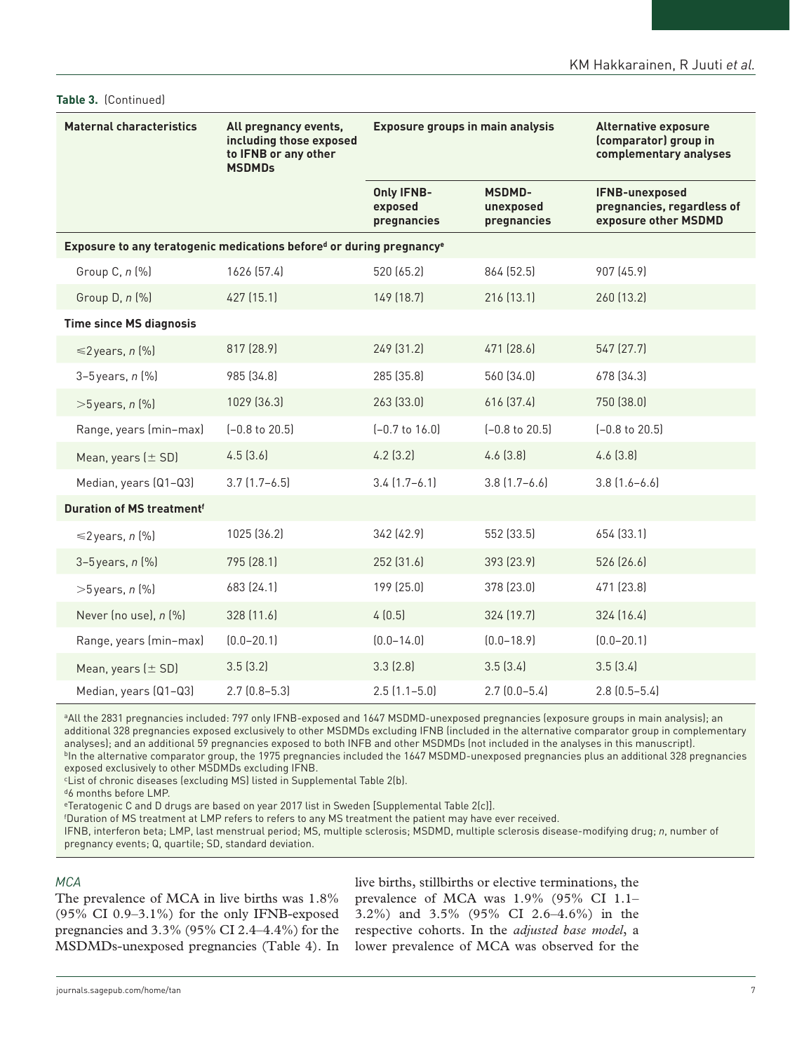**Table 3.** (Continued)

| Maternal characteristics | All pregnancy events, including those exposed to IFNB or any other MSDMDs | Exposure groups in main analysis | | Alternative exposure (comparator) group in complementary analyses |
|---|---|---|---|---|
| | | Only IFNB-exposed pregnancies | MSDMD-unexposed pregnancies | IFNB-unexposed pregnancies, regardless of exposure other MSDMD |
| **Exposure to any teratogenic medications before[d] or during pregnancy[e]** | | | | |
| Group C, *n* (%) | 1626 (57.4) | 520 (65.2) | 864 (52.5) | 907 (45.9) |
| Group D, *n* (%) | 427 (15.1) | 149 (18.7) | 216 (13.1) | 260 (13.2) |
| **Time since MS diagnosis** | | | | |
| ⩽2 years, *n* (%) | 817 (28.9) | 249 (31.2) | 471 (28.6) | 547 (27.7) |
| 3–5 years, *n* (%) | 985 (34.8) | 285 (35.8) | 560 (34.0) | 678 (34.3) |
| >5 years, *n* (%) | 1029 (36.3) | 263 (33.0) | 616 (37.4) | 750 (38.0) |
| Range, years (min–max) | (−0.8 to 20.5) | (−0.7 to 16.0) | (−0.8 to 20.5) | (−0.8 to 20.5) |
| Mean, years (± SD) | 4.5 (3.6) | 4.2 (3.2) | 4.6 (3.8) | 4.6 (3.8) |
| Median, years (Q1–Q3) | 3.7 (1.7–6.5) | 3.4 (1.7–6.1) | 3.8 (1.7–6.6) | 3.8 (1.6–6.6) |
| **Duration of MS treatment[f]** | | | | |
| ⩽2 years, *n* (%) | 1025 (36.2) | 342 (42.9) | 552 (33.5) | 654 (33.1) |
| 3–5 years, *n* (%) | 795 (28.1) | 252 (31.6) | 393 (23.9) | 526 (26.6) |
| >5 years, *n* (%) | 683 (24.1) | 199 (25.0) | 378 (23.0) | 471 (23.8) |
| Never (no use), *n* (%) | 328 (11.6) | 4 (0.5) | 324 (19.7) | 324 (16.4) |
| Range, years (min–max) | (0.0–20.1) | (0.0–14.0) | (0.0–18.9) | (0.0–20.1) |
| Mean, years (± SD) | 3.5 (3.2) | 3.3 (2.8) | 3.5 (3.4) | 3.5 (3.4) |
| Median, years (Q1–Q3) | 2.7 (0.8–5.3) | 2.5 (1.1–5.0) | 2.7 (0.0–5.4) | 2.8 (0.5–5.4) |

[a]All the 2831 pregnancies included: 797 only IFNB-exposed and 1647 MSDMD-unexposed pregnancies (exposure groups in main analysis); an additional 328 pregnancies exposed exclusively to other MSDMDs excluding IFNB (included in the alternative comparator group in complementary analyses); and an additional 59 pregnancies exposed to both INFB and other MSDMDs (not included in the analyses in this manuscript).
[b]In the alternative comparator group, the 1975 pregnancies included the 1647 MSDMD-unexposed pregnancies plus an additional 328 pregnancies exposed exclusively to other MSDMDs excluding IFNB.
[c]List of chronic diseases (excluding MS) listed in Supplemental Table 2(b).
[d]6 months before LMP.
[e]Teratogenic C and D drugs are based on year 2017 list in Sweden [Supplemental Table 2(c)].
[f]Duration of MS treatment at LMP refers to refers to any MS treatment the patient may have ever received.
IFNB, interferon beta; LMP, last menstrual period; MS, multiple sclerosis; MSDMD, multiple sclerosis disease-modifying drug; *n*, number of pregnancy events; Q, quartile; SD, standard deviation.

### *MCA*

The prevalence of MCA in live births was 1.8% (95% CI 0.9–3.1%) for the only IFNB-exposed pregnancies and 3.3% (95% CI 2.4–4.4%) for the MSDMDs-unexposed pregnancies (Table 4). In live births, stillbirths or elective terminations, the prevalence of MCA was 1.9% (95% CI 1.1–3.2%) and 3.5% (95% CI 2.6–4.6%) in the respective cohorts. In the *adjusted base model*, a lower prevalence of MCA was observed for the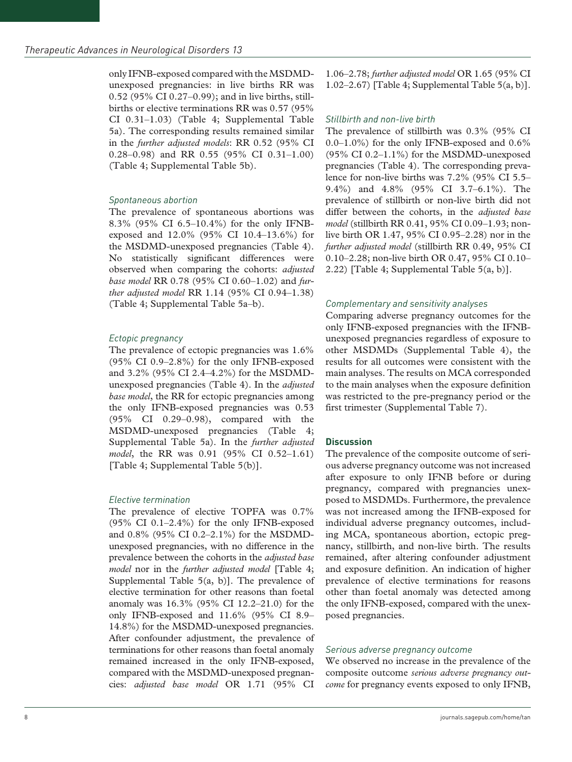only IFNB-exposed compared with the MSDMD-unexposed pregnancies: in live births RR was 0.52 (95% CI 0.27–0.99); and in live births, stillbirths or elective terminations RR was 0.57 (95% CI 0.31–1.03) (Table 4; Supplemental Table 5a). The corresponding results remained similar in the *further adjusted models*: RR 0.52 (95% CI 0.28–0.98) and RR 0.55 (95% CI 0.31–1.00) (Table 4; Supplemental Table 5b).

### *Spontaneous abortion*

The prevalence of spontaneous abortions was 8.3% (95% CI 6.5–10.4%) for the only IFNB-exposed and 12.0% (95% CI 10.4–13.6%) for the MSDMD-unexposed pregnancies (Table 4). No statistically significant differences were observed when comparing the cohorts: *adjusted base model* RR 0.78 (95% CI 0.60–1.02) and *further adjusted model* RR 1.14 (95% CI 0.94–1.38) (Table 4; Supplemental Table 5a–b).

### *Ectopic pregnancy*

The prevalence of ectopic pregnancies was 1.6% (95% CI 0.9–2.8%) for the only IFNB-exposed and 3.2% (95% CI 2.4–4.2%) for the MSDMD-unexposed pregnancies (Table 4). In the *adjusted base model*, the RR for ectopic pregnancies among the only IFNB-exposed pregnancies was 0.53 (95% CI 0.29–0.98), compared with the MSDMD-unexposed pregnancies (Table 4; Supplemental Table 5a). In the *further adjusted model*, the RR was 0.91 (95% CI 0.52–1.61) [Table 4; Supplemental Table 5(b)].

### *Elective termination*

The prevalence of elective TOPFA was 0.7% (95% CI 0.1–2.4%) for the only IFNB-exposed and 0.8% (95% CI 0.2–2.1%) for the MSDMD-unexposed pregnancies, with no difference in the prevalence between the cohorts in the *adjusted base model* nor in the *further adjusted model* [Table 4; Supplemental Table 5(a, b)]. The prevalence of elective termination for other reasons than foetal anomaly was 16.3% (95% CI 12.2–21.0) for the only IFNB-exposed and 11.6% (95% CI 8.9–14.8%) for the MSDMD-unexposed pregnancies. After confounder adjustment, the prevalence of terminations for other reasons than foetal anomaly remained increased in the only IFNB-exposed, compared with the MSDMD-unexposed pregnancies: *adjusted base model* OR 1.71 (95% CI 1.06–2.78; *further adjusted model* OR 1.65 (95% CI 1.02–2.67) [Table 4; Supplemental Table 5(a, b)].

### *Stillbirth and non-live birth*

The prevalence of stillbirth was 0.3% (95% CI 0.0–1.0%) for the only IFNB-exposed and 0.6% (95% CI 0.2–1.1%) for the MSDMD-unexposed pregnancies (Table 4). The corresponding prevalence for non-live births was 7.2% (95% CI 5.5–9.4%) and 4.8% (95% CI 3.7–6.1%). The prevalence of stillbirth or non-live birth did not differ between the cohorts, in the *adjusted base model* (stillbirth RR 0.41, 95% CI 0.09–1.93; non-live birth OR 1.47, 95% CI 0.95–2.28) nor in the *further adjusted model* (stillbirth RR 0.49, 95% CI 0.10–2.28; non-live birth OR 0.47, 95% CI 0.10–2.22) [Table 4; Supplemental Table 5(a, b)].

### *Complementary and sensitivity analyses*

Comparing adverse pregnancy outcomes for the only IFNB-exposed pregnancies with the IFNB-unexposed pregnancies regardless of exposure to other MSDMDs (Supplemental Table 4), the results for all outcomes were consistent with the main analyses. The results on MCA corresponded to the main analyses when the exposure definition was restricted to the pre-pregnancy period or the first trimester (Supplemental Table 7).

## Discussion

The prevalence of the composite outcome of serious adverse pregnancy outcome was not increased after exposure to only IFNB before or during pregnancy, compared with pregnancies unexposed to MSDMDs. Furthermore, the prevalence was not increased among the IFNB-exposed for individual adverse pregnancy outcomes, including MCA, spontaneous abortion, ectopic pregnancy, stillbirth, and non-live birth. The results remained, after altering confounder adjustment and exposure definition. An indication of higher prevalence of elective terminations for reasons other than foetal anomaly was detected among the only IFNB-exposed, compared with the unexposed pregnancies.

### *Serious adverse pregnancy outcome*

We observed no increase in the prevalence of the composite outcome *serious adverse pregnancy outcome* for pregnancy events exposed to only IFNB,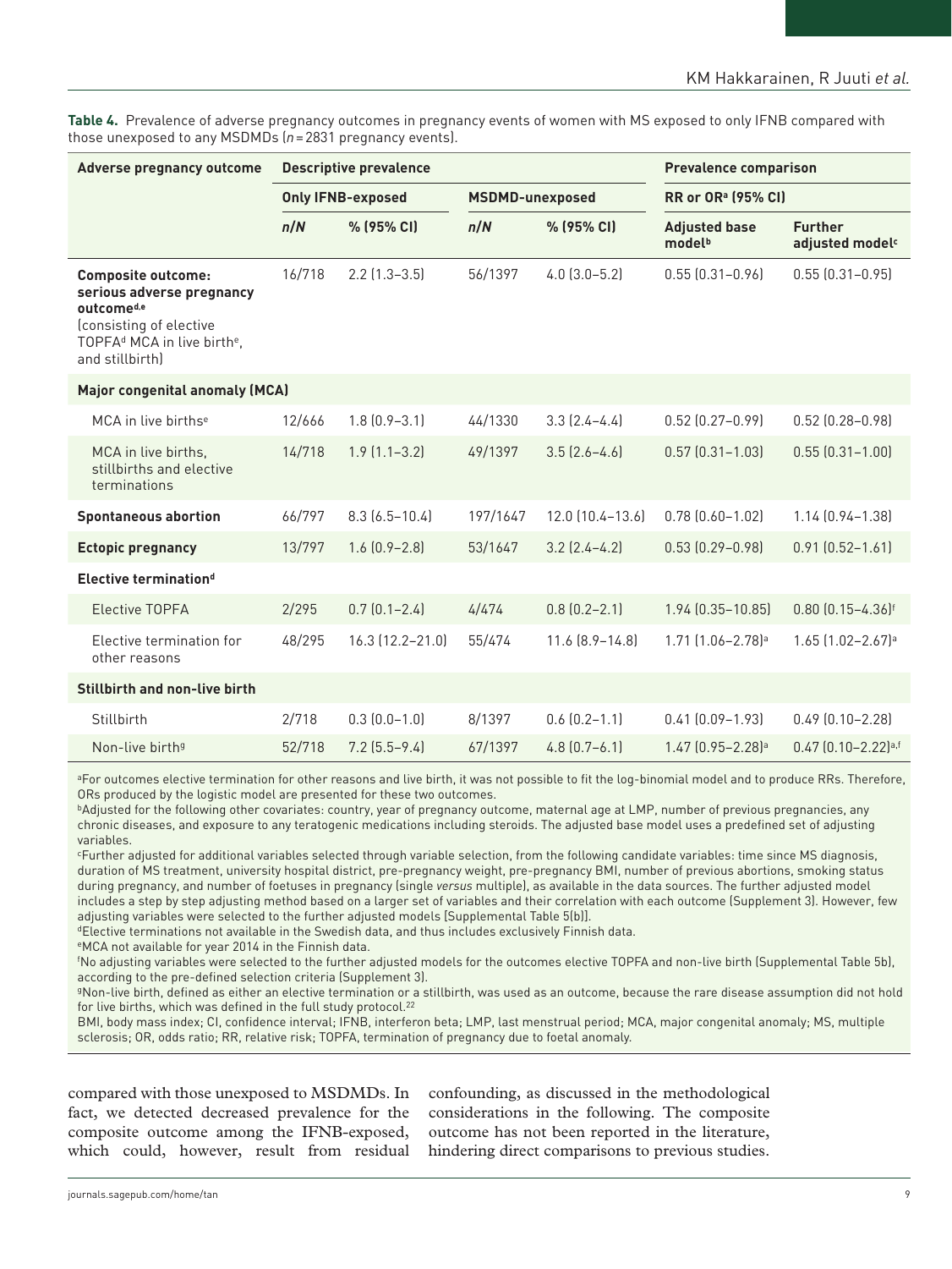**Table 4.** Prevalence of adverse pregnancy outcomes in pregnancy events of women with MS exposed to only IFNB compared with those unexposed to any MSDMDs ($n = 2831$ pregnancy events).

| Adverse pregnancy outcome | Descriptive prevalence | | | | Prevalence comparison | |
|---|---|---|---|---|---|---|
| | Only IFNB-exposed | | MSDMD-unexposed | | RR or OR[a] (95% CI) | |
| | *n/N* | % (95% CI) | *n/N* | % (95% CI) | Adjusted base model[b] | Further adjusted model[c] |
| **Composite outcome: serious adverse pregnancy outcome[d,e]** (consisting of elective TOPFA[d] MCA in live birth[e], and stillbirth) | 16/718 | 2.2 (1.3–3.5) | 56/1397 | 4.0 (3.0–5.2) | 0.55 (0.31–0.96) | 0.55 (0.31–0.95) |
| **Major congenital anomaly (MCA)** | | | | | | |
| MCA in live births[e] | 12/666 | 1.8 (0.9–3.1) | 44/1330 | 3.3 (2.4–4.4) | 0.52 (0.27–0.99) | 0.52 (0.28–0.98) |
| MCA in live births, stillbirths and elective terminations | 14/718 | 1.9 (1.1–3.2) | 49/1397 | 3.5 (2.6–4.6) | 0.57 (0.31–1.03) | 0.55 (0.31–1.00) |
| **Spontaneous abortion** | 66/797 | 8.3 (6.5–10.4) | 197/1647 | 12.0 (10.4–13.6) | 0.78 (0.60–1.02) | 1.14 (0.94–1.38) |
| **Ectopic pregnancy** | 13/797 | 1.6 (0.9–2.8) | 53/1647 | 3.2 (2.4–4.2) | 0.53 (0.29–0.98) | 0.91 (0.52–1.61) |
| **Elective termination[d]** | | | | | | |
| Elective TOPFA | 2/295 | 0.7 (0.1–2.4) | 4/474 | 0.8 (0.2–2.1) | 1.94 (0.35–10.85) | 0.80 (0.15–4.36)[f] |
| Elective termination for other reasons | 48/295 | 16.3 (12.2–21.0) | 55/474 | 11.6 (8.9–14.8) | 1.71 (1.06–2.78)[a] | 1.65 (1.02–2.67)[a] |
| **Stillbirth and non-live birth** | | | | | | |
| Stillbirth | 2/718 | 0.3 (0.0–1.0) | 8/1397 | 0.6 (0.2–1.1) | 0.41 (0.09–1.93) | 0.49 (0.10–2.28) |
| Non-live birth[g] | 52/718 | 7.2 (5.5–9.4) | 67/1397 | 4.8 (0.7–6.1) | 1.47 (0.95–2.28)[a] | 0.47 (0.10–2.22)[a,f] |

[a]For outcomes elective termination for other reasons and live birth, it was not possible to fit the log-binomial model and to produce RRs. Therefore, ORs produced by the logistic model are presented for these two outcomes.
[b]Adjusted for the following other covariates: country, year of pregnancy outcome, maternal age at LMP, number of previous pregnancies, any chronic diseases, and exposure to any teratogenic medications including steroids. The adjusted base model uses a predefined set of adjusting variables.
[c]Further adjusted for additional variables selected through variable selection, from the following candidate variables: time since MS diagnosis, duration of MS treatment, university hospital district, pre-pregnancy weight, pre-pregnancy BMI, number of previous abortions, smoking status during pregnancy, and number of foetuses in pregnancy (single *versus* multiple), as available in the data sources. The further adjusted model includes a step by step adjusting method based on a larger set of variables and their correlation with each outcome (Supplement 3). However, few adjusting variables were selected to the further adjusted models [Supplemental Table 5(b)].
[d]Elective terminations not available in the Swedish data, and thus includes exclusively Finnish data.
[e]MCA not available for year 2014 in the Finnish data.
[f]No adjusting variables were selected to the further adjusted models for the outcomes elective TOPFA and non-live birth (Supplemental Table 5b), according to the pre-defined selection criteria (Supplement 3).
[g]Non-live birth, defined as either an elective termination or a stillbirth, was used as an outcome, because the rare disease assumption did not hold for live births, which was defined in the full study protocol.[22]
BMI, body mass index; CI, confidence interval; IFNB, interferon beta; LMP, last menstrual period; MCA, major congenital anomaly; MS, multiple sclerosis; OR, odds ratio; RR, relative risk; TOPFA, termination of pregnancy due to foetal anomaly.

compared with those unexposed to MSDMDs. In fact, we detected decreased prevalence for the composite outcome among the IFNB-exposed, which could, however, result from residual confounding, as discussed in the methodological considerations in the following. The composite outcome has not been reported in the literature, hindering direct comparisons to previous studies.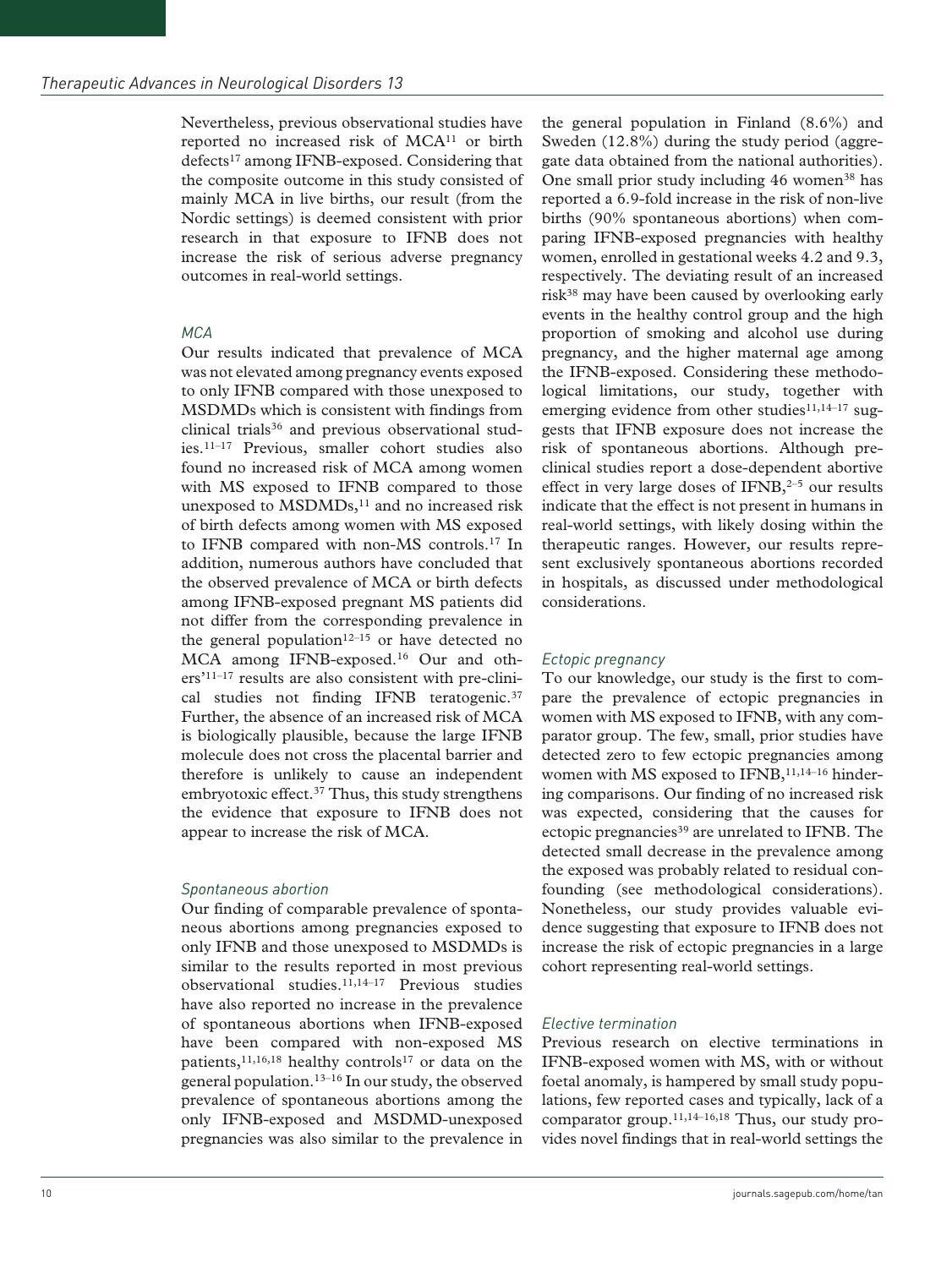Nevertheless, previous observational studies have reported no increased risk of MCA[11] or birth defects[17] among IFNB-exposed. Considering that the composite outcome in this study consisted of mainly MCA in live births, our result (from the Nordic settings) is deemed consistent with prior research in that exposure to IFNB does not increase the risk of serious adverse pregnancy outcomes in real-world settings.

### *MCA*

Our results indicated that prevalence of MCA was not elevated among pregnancy events exposed to only IFNB compared with those unexposed to MSDMDs which is consistent with findings from clinical trials[36] and previous observational studies.[11–17] Previous, smaller cohort studies also found no increased risk of MCA among women with MS exposed to IFNB compared to those unexposed to MSDMDs,[11] and no increased risk of birth defects among women with MS exposed to IFNB compared with non-MS controls.[17] In addition, numerous authors have concluded that the observed prevalence of MCA or birth defects among IFNB-exposed pregnant MS patients did not differ from the corresponding prevalence in the general population[12–15] or have detected no MCA among IFNB-exposed.[16] Our and others'[11–17] results are also consistent with pre-clinical studies not finding IFNB teratogenic.[37] Further, the absence of an increased risk of MCA is biologically plausible, because the large IFNB molecule does not cross the placental barrier and therefore is unlikely to cause an independent embryotoxic effect.[37] Thus, this study strengthens the evidence that exposure to IFNB does not appear to increase the risk of MCA.

### *Spontaneous abortion*

Our finding of comparable prevalence of spontaneous abortions among pregnancies exposed to only IFNB and those unexposed to MSDMDs is similar to the results reported in most previous observational studies.[11,14–17] Previous studies have also reported no increase in the prevalence of spontaneous abortions when IFNB-exposed have been compared with non-exposed MS patients,[11,16,18] healthy controls[17] or data on the general population.[13–16] In our study, the observed prevalence of spontaneous abortions among the only IFNB-exposed and MSDMD-unexposed pregnancies was also similar to the prevalence in the general population in Finland (8.6%) and Sweden (12.8%) during the study period (aggregate data obtained from the national authorities). One small prior study including 46 women[38] has reported a 6.9-fold increase in the risk of non-live births (90% spontaneous abortions) when comparing IFNB-exposed pregnancies with healthy women, enrolled in gestational weeks 4.2 and 9.3, respectively. The deviating result of an increased risk[38] may have been caused by overlooking early events in the healthy control group and the high proportion of smoking and alcohol use during pregnancy, and the higher maternal age among the IFNB-exposed. Considering these methodological limitations, our study, together with emerging evidence from other studies[11,14–17] suggests that IFNB exposure does not increase the risk of spontaneous abortions. Although preclinical studies report a dose-dependent abortive effect in very large doses of IFNB,[2–5] our results indicate that the effect is not present in humans in real-world settings, with likely dosing within the therapeutic ranges. However, our results represent exclusively spontaneous abortions recorded in hospitals, as discussed under methodological considerations.

### *Ectopic pregnancy*

To our knowledge, our study is the first to compare the prevalence of ectopic pregnancies in women with MS exposed to IFNB, with any comparator group. The few, small, prior studies have detected zero to few ectopic pregnancies among women with MS exposed to IFNB,[11,14–16] hindering comparisons. Our finding of no increased risk was expected, considering that the causes for ectopic pregnancies[39] are unrelated to IFNB. The detected small decrease in the prevalence among the exposed was probably related to residual confounding (see methodological considerations). Nonetheless, our study provides valuable evidence suggesting that exposure to IFNB does not increase the risk of ectopic pregnancies in a large cohort representing real-world settings.

### *Elective termination*

Previous research on elective terminations in IFNB-exposed women with MS, with or without foetal anomaly, is hampered by small study populations, few reported cases and typically, lack of a comparator group.[11,14–16,18] Thus, our study provides novel findings that in real-world settings the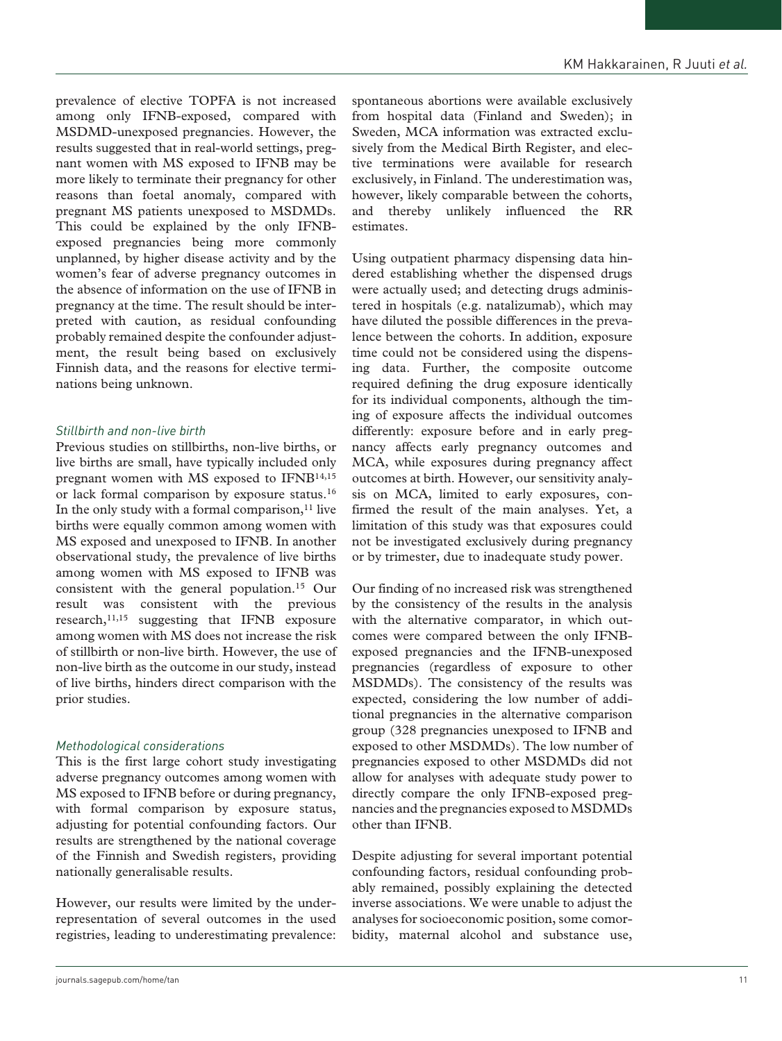prevalence of elective TOPFA is not increased among only IFNB-exposed, compared with MSDMD-unexposed pregnancies. However, the results suggested that in real-world settings, pregnant women with MS exposed to IFNB may be more likely to terminate their pregnancy for other reasons than foetal anomaly, compared with pregnant MS patients unexposed to MSDMDs. This could be explained by the only IFNB-exposed pregnancies being more commonly unplanned, by higher disease activity and by the women's fear of adverse pregnancy outcomes in the absence of information on the use of IFNB in pregnancy at the time. The result should be interpreted with caution, as residual confounding probably remained despite the confounder adjustment, the result being based on exclusively Finnish data, and the reasons for elective terminations being unknown.

### *Stillbirth and non-live birth*

Previous studies on stillbirths, non-live births, or live births are small, have typically included only pregnant women with MS exposed to IFNB[14,15] or lack formal comparison by exposure status.[16] In the only study with a formal comparison,[11] live births were equally common among women with MS exposed and unexposed to IFNB. In another observational study, the prevalence of live births among women with MS exposed to IFNB was consistent with the general population.[15] Our result was consistent with the previous research,[11,15] suggesting that IFNB exposure among women with MS does not increase the risk of stillbirth or non-live birth. However, the use of non-live birth as the outcome in our study, instead of live births, hinders direct comparison with the prior studies.

### *Methodological considerations*

This is the first large cohort study investigating adverse pregnancy outcomes among women with MS exposed to IFNB before or during pregnancy, with formal comparison by exposure status, adjusting for potential confounding factors. Our results are strengthened by the national coverage of the Finnish and Swedish registers, providing nationally generalisable results.

However, our results were limited by the underrepresentation of several outcomes in the used registries, leading to underestimating prevalence: spontaneous abortions were available exclusively from hospital data (Finland and Sweden); in Sweden, MCA information was extracted exclusively from the Medical Birth Register, and elective terminations were available for research exclusively, in Finland. The underestimation was, however, likely comparable between the cohorts, and thereby unlikely influenced the RR estimates.

Using outpatient pharmacy dispensing data hindered establishing whether the dispensed drugs were actually used; and detecting drugs administered in hospitals (e.g. natalizumab), which may have diluted the possible differences in the prevalence between the cohorts. In addition, exposure time could not be considered using the dispensing data. Further, the composite outcome required defining the drug exposure identically for its individual components, although the timing of exposure affects the individual outcomes differently: exposure before and in early pregnancy affects early pregnancy outcomes and MCA, while exposures during pregnancy affect outcomes at birth. However, our sensitivity analysis on MCA, limited to early exposures, confirmed the result of the main analyses. Yet, a limitation of this study was that exposures could not be investigated exclusively during pregnancy or by trimester, due to inadequate study power.

Our finding of no increased risk was strengthened by the consistency of the results in the analysis with the alternative comparator, in which outcomes were compared between the only IFNB-exposed pregnancies and the IFNB-unexposed pregnancies (regardless of exposure to other MSDMDs). The consistency of the results was expected, considering the low number of additional pregnancies in the alternative comparison group (328 pregnancies unexposed to IFNB and exposed to other MSDMDs). The low number of pregnancies exposed to other MSDMDs did not allow for analyses with adequate study power to directly compare the only IFNB-exposed pregnancies and the pregnancies exposed to MSDMDs other than IFNB.

Despite adjusting for several important potential confounding factors, residual confounding probably remained, possibly explaining the detected inverse associations. We were unable to adjust the analyses for socioeconomic position, some comorbidity, maternal alcohol and substance use,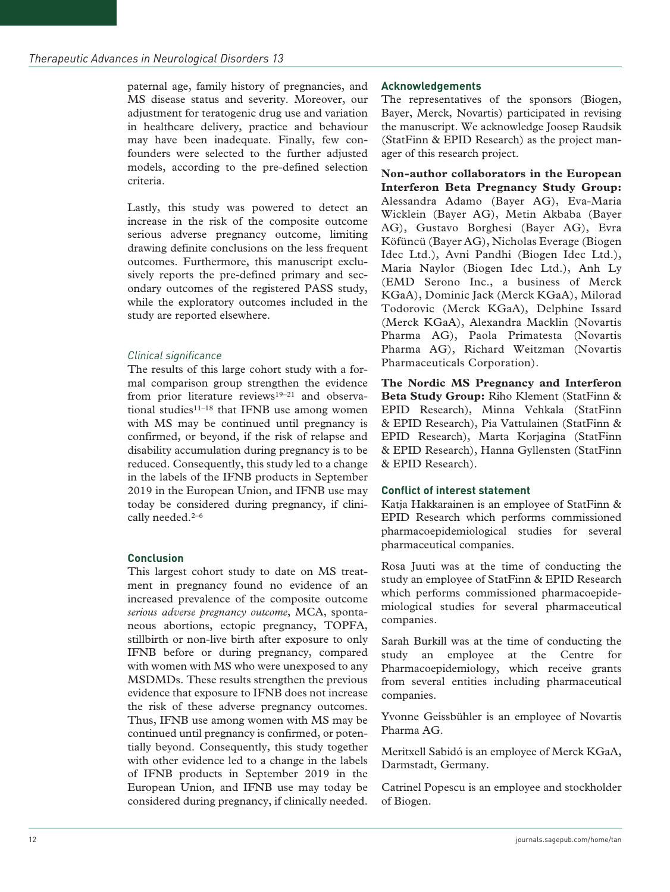paternal age, family history of pregnancies, and MS disease status and severity. Moreover, our adjustment for teratogenic drug use and variation in healthcare delivery, practice and behaviour may have been inadequate. Finally, few confounders were selected to the further adjusted models, according to the pre-defined selection criteria.

Lastly, this study was powered to detect an increase in the risk of the composite outcome serious adverse pregnancy outcome, limiting drawing definite conclusions on the less frequent outcomes. Furthermore, this manuscript exclusively reports the pre-defined primary and secondary outcomes of the registered PASS study, while the exploratory outcomes included in the study are reported elsewhere.

### *Clinical significance*

The results of this large cohort study with a formal comparison group strengthen the evidence from prior literature reviews[19–21] and observational studies[11–18] that IFNB use among women with MS may be continued until pregnancy is confirmed, or beyond, if the risk of relapse and disability accumulation during pregnancy is to be reduced. Consequently, this study led to a change in the labels of the IFNB products in September 2019 in the European Union, and IFNB use may today be considered during pregnancy, if clinically needed.[2–6]

## Conclusion

This largest cohort study to date on MS treatment in pregnancy found no evidence of an increased prevalence of the composite outcome *serious adverse pregnancy outcome*, MCA, spontaneous abortions, ectopic pregnancy, TOPFA, stillbirth or non-live birth after exposure to only IFNB before or during pregnancy, compared with women with MS who were unexposed to any MSDMDs. These results strengthen the previous evidence that exposure to IFNB does not increase the risk of these adverse pregnancy outcomes. Thus, IFNB use among women with MS may be continued until pregnancy is confirmed, or potentially beyond. Consequently, this study together with other evidence led to a change in the labels of IFNB products in September 2019 in the European Union, and IFNB use may today be considered during pregnancy, if clinically needed.

## Acknowledgements

The representatives of the sponsors (Biogen, Bayer, Merck, Novartis) participated in revising the manuscript. We acknowledge Joosep Raudsik (StatFinn & EPID Research) as the project manager of this research project.

**Non-author collaborators in the European Interferon Beta Pregnancy Study Group:** Alessandra Adamo (Bayer AG), Eva-Maria Wicklein (Bayer AG), Metin Akbaba (Bayer AG), Gustavo Borghesi (Bayer AG), Evra Köfüncü (Bayer AG), Nicholas Everage (Biogen Idec Ltd.), Avni Pandhi (Biogen Idec Ltd.), Maria Naylor (Biogen Idec Ltd.), Anh Ly (EMD Serono Inc., a business of Merck KGaA), Dominic Jack (Merck KGaA), Milorad Todorovic (Merck KGaA), Delphine Issard (Merck KGaA), Alexandra Macklin (Novartis Pharma AG), Paola Primatesta (Novartis Pharma AG), Richard Weitzman (Novartis Pharmaceuticals Corporation).

**The Nordic MS Pregnancy and Interferon Beta Study Group:** Riho Klement (StatFinn & EPID Research), Minna Vehkala (StatFinn & EPID Research), Pia Vattulainen (StatFinn & EPID Research), Marta Korjagina (StatFinn & EPID Research), Hanna Gyllensten (StatFinn & EPID Research).

## Conflict of interest statement

Katja Hakkarainen is an employee of StatFinn & EPID Research which performs commissioned pharmacoepidemiological studies for several pharmaceutical companies.

Rosa Juuti was at the time of conducting the study an employee of StatFinn & EPID Research which performs commissioned pharmacoepidemiological studies for several pharmaceutical companies.

Sarah Burkill was at the time of conducting the study an employee at the Centre for Pharmacoepidemiology, which receive grants from several entities including pharmaceutical companies.

Yvonne Geissbühler is an employee of Novartis Pharma AG.

Meritxell Sabidó is an employee of Merck KGaA, Darmstadt, Germany.

Catrinel Popescu is an employee and stockholder of Biogen.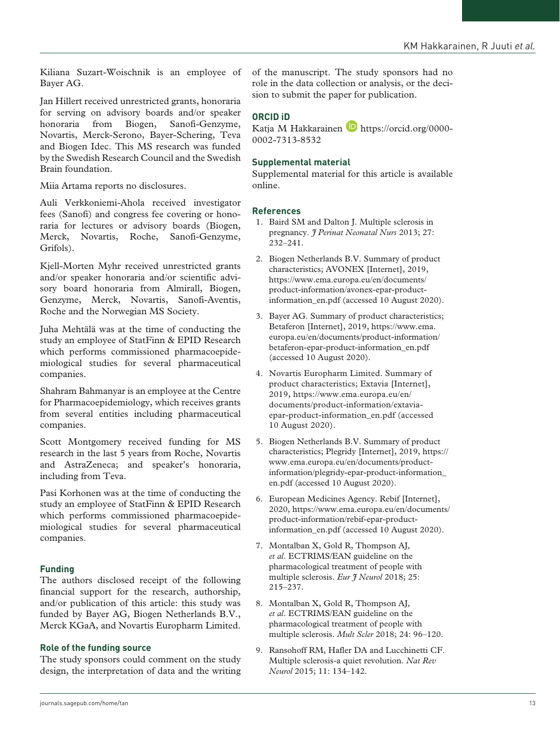Kiliana Suzart-Woischnik is an employee of Bayer AG.

Jan Hillert received unrestricted grants, honoraria for serving on advisory boards and/or speaker honoraria from Biogen, Sanofi-Genzyme, Novartis, Merck-Serono, Bayer-Schering, Teva and Biogen Idec. This MS research was funded by the Swedish Research Council and the Swedish Brain foundation.

Miia Artama reports no disclosures.

Auli Verkkoniemi-Ahola received investigator fees (Sanofi) and congress fee covering or honoraria for lectures or advisory boards (Biogen, Merck, Novartis, Roche, Sanofi-Genzyme, Grifols).

Kjell-Morten Myhr received unrestricted grants and/or speaker honoraria and/or scientific advisory board honoraria from Almirall, Biogen, Genzyme, Merck, Novartis, Sanofi-Aventis, Roche and the Norwegian MS Society.

Juha Mehtälä was at the time of conducting the study an employee of StatFinn & EPID Research which performs commissioned pharmacoepidemiological studies for several pharmaceutical companies.

Shahram Bahmanyar is an employee at the Centre for Pharmacoepidemiology, which receives grants from several entities including pharmaceutical companies.

Scott Montgomery received funding for MS research in the last 5 years from Roche, Novartis and AstraZeneca; and speaker's honoraria, including from Teva.

Pasi Korhonen was at the time of conducting the study an employee of StatFinn & EPID Research which performs commissioned pharmacoepidemiological studies for several pharmaceutical companies.

## Funding

The authors disclosed receipt of the following financial support for the research, authorship, and/or publication of this article: this study was funded by Bayer AG, Biogen Netherlands B.V., Merck KGaA, and Novartis Europharm Limited.

## Role of the funding source

The study sponsors could comment on the study design, the interpretation of data and the writing of the manuscript. The study sponsors had no role in the data collection or analysis, or the decision to submit the paper for publication.

## ORCID iD

Katja M Hakkarainen https://orcid.org/0000-0002-7313-8532

## Supplemental material

Supplemental material for this article is available online.

## References

1. Baird SM and Dalton J. Multiple sclerosis in pregnancy. *J Perinat Neonatal Nurs* 2013; 27: 232–241.
2. Biogen Netherlands B.V. Summary of product characteristics; AVONEX [Internet], 2019, https://www.ema.europa.eu/en/documents/product-information/avonex-epar-product-information_en.pdf (accessed 10 August 2020).
3. Bayer AG. Summary of product characteristics; Betaferon [Internet], 2019, https://www.ema.europa.eu/en/documents/product-information/betaferon-epar-product-information_en.pdf (accessed 10 August 2020).
4. Novartis Europharm Limited. Summary of product characteristics; Extavia [Internet], 2019, https://www.ema.europa.eu/en/documents/product-information/extavia-epar-product-information_en.pdf (accessed 10 August 2020).
5. Biogen Netherlands B.V. Summary of product characteristics; Plegridy [Internet], 2019, https://www.ema.europa.eu/en/documents/product-information/plegridy-epar-product-information_en.pdf (accessed 10 August 2020).
6. European Medicines Agency. Rebif [Internet], 2020, https://www.ema.europa.eu/en/documents/product-information/rebif-epar-product-information_en.pdf (accessed 10 August 2020).
7. Montalban X, Gold R, Thompson AJ, *et al*. ECTRIMS/EAN guideline on the pharmacological treatment of people with multiple sclerosis. *Eur J Neurol* 2018; 25: 215–237.
8. Montalban X, Gold R, Thompson AJ, *et al*. ECTRIMS/EAN guideline on the pharmacological treatment of people with multiple sclerosis. *Mult Scler* 2018; 24: 96–120.
9. Ransohoff RM, Hafler DA and Lucchinetti CF. Multiple sclerosis-a quiet revolution. *Nat Rev Neurol* 2015; 11: 134–142.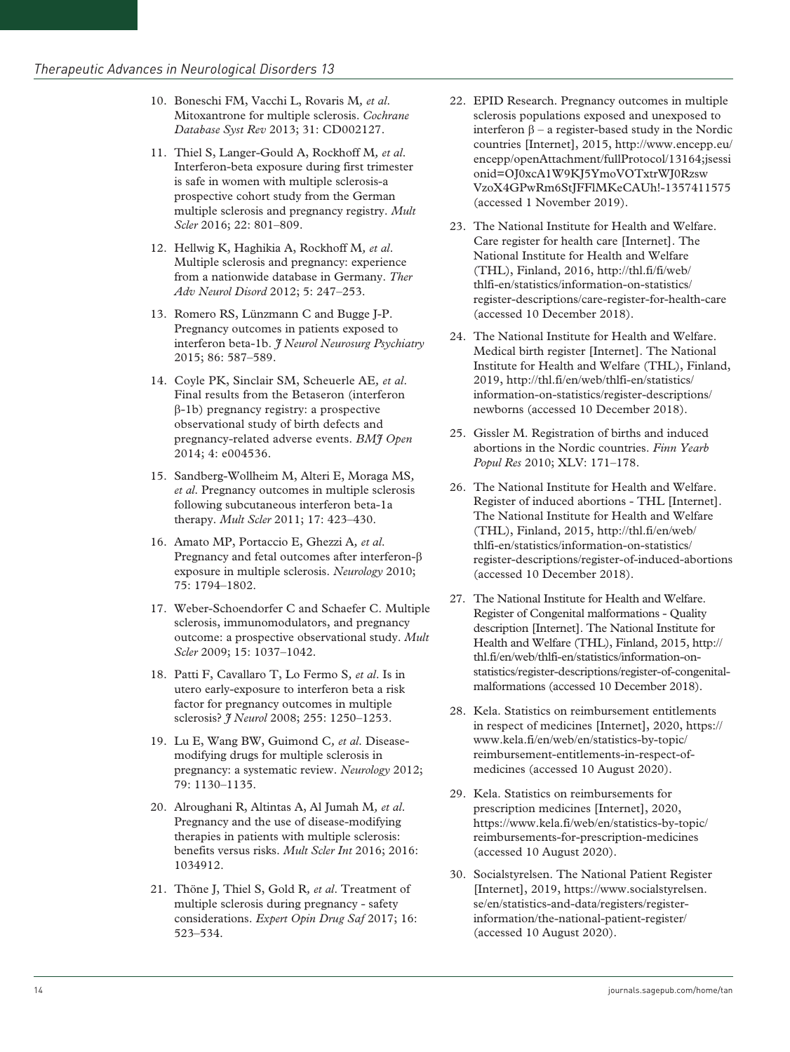10. Boneschi FM, Vacchi L, Rovaris M, *et al*. Mitoxantrone for multiple sclerosis. *Cochrane Database Syst Rev* 2013; 31: CD002127.

11. Thiel S, Langer-Gould A, Rockhoff M, *et al*. Interferon-beta exposure during first trimester is safe in women with multiple sclerosis-a prospective cohort study from the German multiple sclerosis and pregnancy registry. *Mult Scler* 2016; 22: 801–809.

12. Hellwig K, Haghikia A, Rockhoff M, *et al*. Multiple sclerosis and pregnancy: experience from a nationwide database in Germany. *Ther Adv Neurol Disord* 2012; 5: 247–253.

13. Romero RS, Lünzmann C and Bugge J-P. Pregnancy outcomes in patients exposed to interferon beta-1b. *J Neurol Neurosurg Psychiatry* 2015; 86: 587–589.

14. Coyle PK, Sinclair SM, Scheuerle AE, *et al*. Final results from the Betaseron (interferon β-1b) pregnancy registry: a prospective observational study of birth defects and pregnancy-related adverse events. *BMJ Open* 2014; 4: e004536.

15. Sandberg-Wollheim M, Alteri E, Moraga MS, *et al*. Pregnancy outcomes in multiple sclerosis following subcutaneous interferon beta-1a therapy. *Mult Scler* 2011; 17: 423–430.

16. Amato MP, Portaccio E, Ghezzi A, *et al*. Pregnancy and fetal outcomes after interferon-β exposure in multiple sclerosis. *Neurology* 2010; 75: 1794–1802.

17. Weber-Schoendorfer C and Schaefer C. Multiple sclerosis, immunomodulators, and pregnancy outcome: a prospective observational study. *Mult Scler* 2009; 15: 1037–1042.

18. Patti F, Cavallaro T, Lo Fermo S, *et al*. Is in utero early-exposure to interferon beta a risk factor for pregnancy outcomes in multiple sclerosis? *J Neurol* 2008; 255: 1250–1253.

19. Lu E, Wang BW, Guimond C, *et al*. Disease-modifying drugs for multiple sclerosis in pregnancy: a systematic review. *Neurology* 2012; 79: 1130–1135.

20. Alroughani R, Altintas A, Al Jumah M, *et al*. Pregnancy and the use of disease-modifying therapies in patients with multiple sclerosis: benefits versus risks. *Mult Scler Int* 2016; 2016: 1034912.

21. Thöne J, Thiel S, Gold R, *et al*. Treatment of multiple sclerosis during pregnancy - safety considerations. *Expert Opin Drug Saf* 2017; 16: 523–534.

22. EPID Research. Pregnancy outcomes in multiple sclerosis populations exposed and unexposed to interferon β – a register-based study in the Nordic countries [Internet], 2015, http://www.encepp.eu/encepp/openAttachment/fullProtocol/13164;jsessionid=OJ0xcA1W9KJ5YmoVOTxtrWJ0RzswVzoX4GPwRm6StJFFlMKeCAUh!-1357411575 (accessed 1 November 2019).

23. The National Institute for Health and Welfare. Care register for health care [Internet]. The National Institute for Health and Welfare (THL), Finland, 2016, http://thl.fi/fi/web/thlfi-en/statistics/information-on-statistics/register-descriptions/care-register-for-health-care (accessed 10 December 2018).

24. The National Institute for Health and Welfare. Medical birth register [Internet]. The National Institute for Health and Welfare (THL), Finland, 2019, http://thl.fi/en/web/thlfi-en/statistics/information-on-statistics/register-descriptions/newborns (accessed 10 December 2018).

25. Gissler M. Registration of births and induced abortions in the Nordic countries. *Finn Yearb Popul Res* 2010; XLV: 171–178.

26. The National Institute for Health and Welfare. Register of induced abortions - THL [Internet]. The National Institute for Health and Welfare (THL), Finland, 2015, http://thl.fi/en/web/thlfi-en/statistics/information-on-statistics/register-descriptions/register-of-induced-abortions (accessed 10 December 2018).

27. The National Institute for Health and Welfare. Register of Congenital malformations - Quality description [Internet]. The National Institute for Health and Welfare (THL), Finland, 2015, http://thl.fi/en/web/thlfi-en/statistics/information-on-statistics/register-descriptions/register-of-congenital-malformations (accessed 10 December 2018).

28. Kela. Statistics on reimbursement entitlements in respect of medicines [Internet], 2020, https://www.kela.fi/en/web/en/statistics-by-topic/reimbursement-entitlements-in-respect-of-medicines (accessed 10 August 2020).

29. Kela. Statistics on reimbursements for prescription medicines [Internet], 2020, https://www.kela.fi/web/en/statistics-by-topic/reimbursements-for-prescription-medicines (accessed 10 August 2020).

30. Socialstyrelsen. The National Patient Register [Internet], 2019, https://www.socialstyrelsen.se/en/statistics-and-data/registers/register-information/the-national-patient-register/ (accessed 10 August 2020).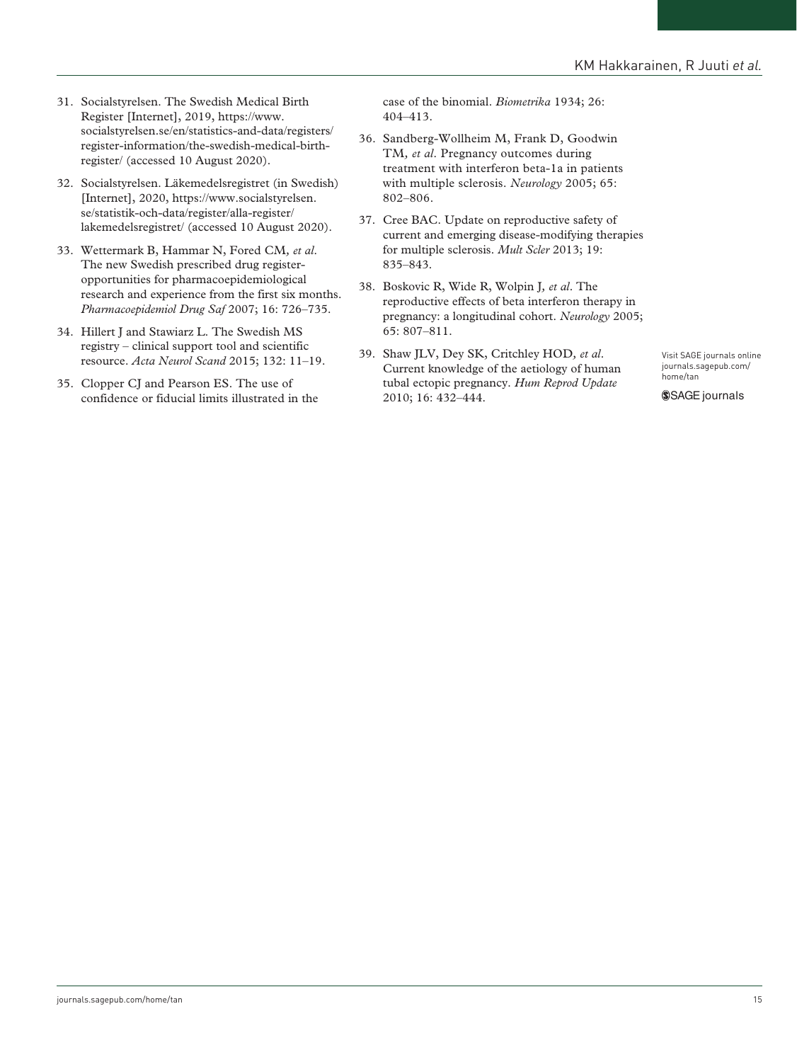31. Socialstyrelsen. The Swedish Medical Birth Register [Internet], 2019, https://www.socialstyrelsen.se/en/statistics-and-data/registers/register-information/the-swedish-medical-birth-register/ (accessed 10 August 2020).
32. Socialstyrelsen. Läkemedelsregistret (in Swedish) [Internet], 2020, https://www.socialstyrelsen.se/statistik-och-data/register/alla-register/lakemedelsregistret/ (accessed 10 August 2020).
33. Wettermark B, Hammar N, Fored CM, *et al*. The new Swedish prescribed drug register-opportunities for pharmacoepidemiological research and experience from the first six months. *Pharmacoepidemiol Drug Saf* 2007; 16: 726–735.
34. Hillert J and Stawiarz L. The Swedish MS registry – clinical support tool and scientific resource. *Acta Neurol Scand* 2015; 132: 11–19.
35. Clopper CJ and Pearson ES. The use of confidence or fiducial limits illustrated in the case of the binomial. *Biometrika* 1934; 26: 404–413.
36. Sandberg-Wollheim M, Frank D, Goodwin TM, *et al*. Pregnancy outcomes during treatment with interferon beta-1a in patients with multiple sclerosis. *Neurology* 2005; 65: 802–806.
37. Cree BAC. Update on reproductive safety of current and emerging disease-modifying therapies for multiple sclerosis. *Mult Scler* 2013; 19: 835–843.
38. Boskovic R, Wide R, Wolpin J, *et al*. The reproductive effects of beta interferon therapy in pregnancy: a longitudinal cohort. *Neurology* 2005; 65: 807–811.
39. Shaw JLV, Dey SK, Critchley HOD, *et al*. Current knowledge of the aetiology of human tubal ectopic pregnancy. *Hum Reprod Update* 2010; 16: 432–444.

Visit SAGE journals online journals.sagepub.com/home/tan

SAGE journals